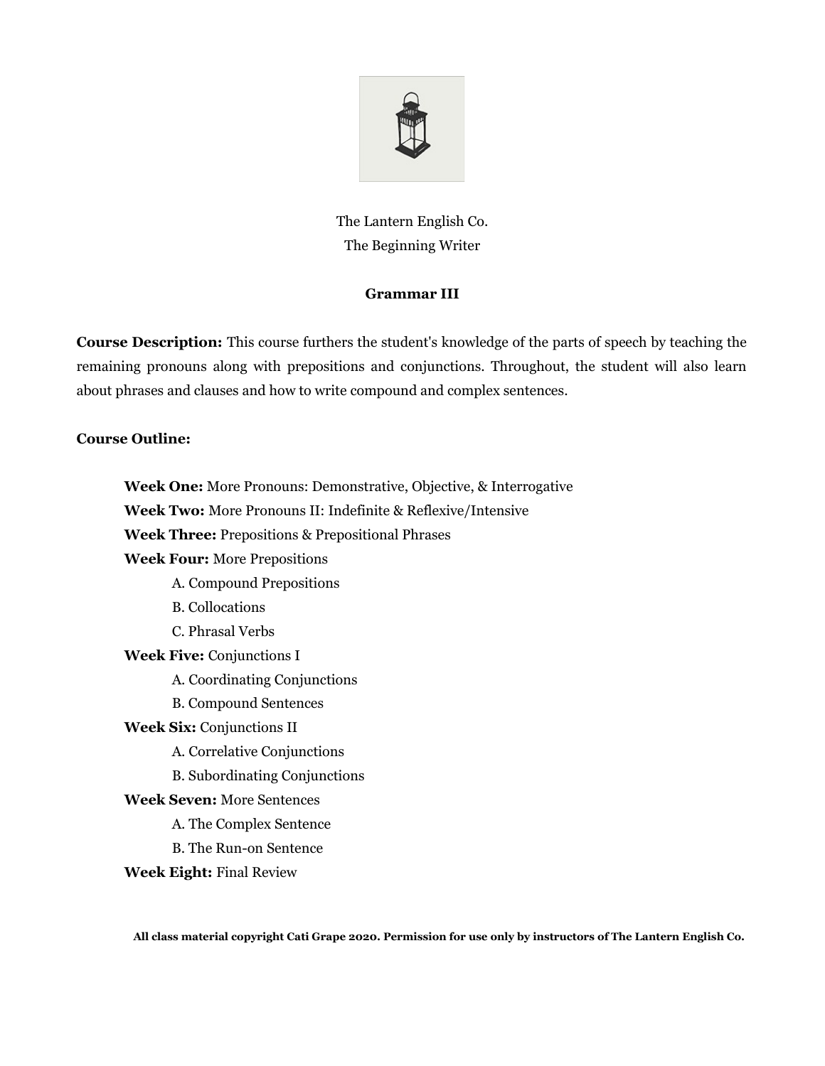The Lantern English Co.
The Beginning Writer

## Grammar III

**Course Description:** This course furthers the student's knowledge of the parts of speech by teaching the remaining pronouns along with prepositions and conjunctions. Throughout, the student will also learn about phrases and clauses and how to write compound and complex sentences.

**Course Outline:**

**Week One:** More Pronouns: Demonstrative, Objective, & Interrogative

**Week Two:** More Pronouns II: Indefinite & Reflexive/Intensive

**Week Three:** Prepositions & Prepositional Phrases

**Week Four:** More Prepositions

- A. Compound Prepositions
- B. Collocations
- C. Phrasal Verbs

**Week Five:** Conjunctions I

- A. Coordinating Conjunctions
- B. Compound Sentences

**Week Six:** Conjunctions II

- A. Correlative Conjunctions
- B. Subordinating Conjunctions

**Week Seven:** More Sentences

- A. The Complex Sentence
- B. The Run-on Sentence

**Week Eight:** Final Review

**All class material copyright Cati Grape 2020. Permission for use only by instructors of The Lantern English Co.**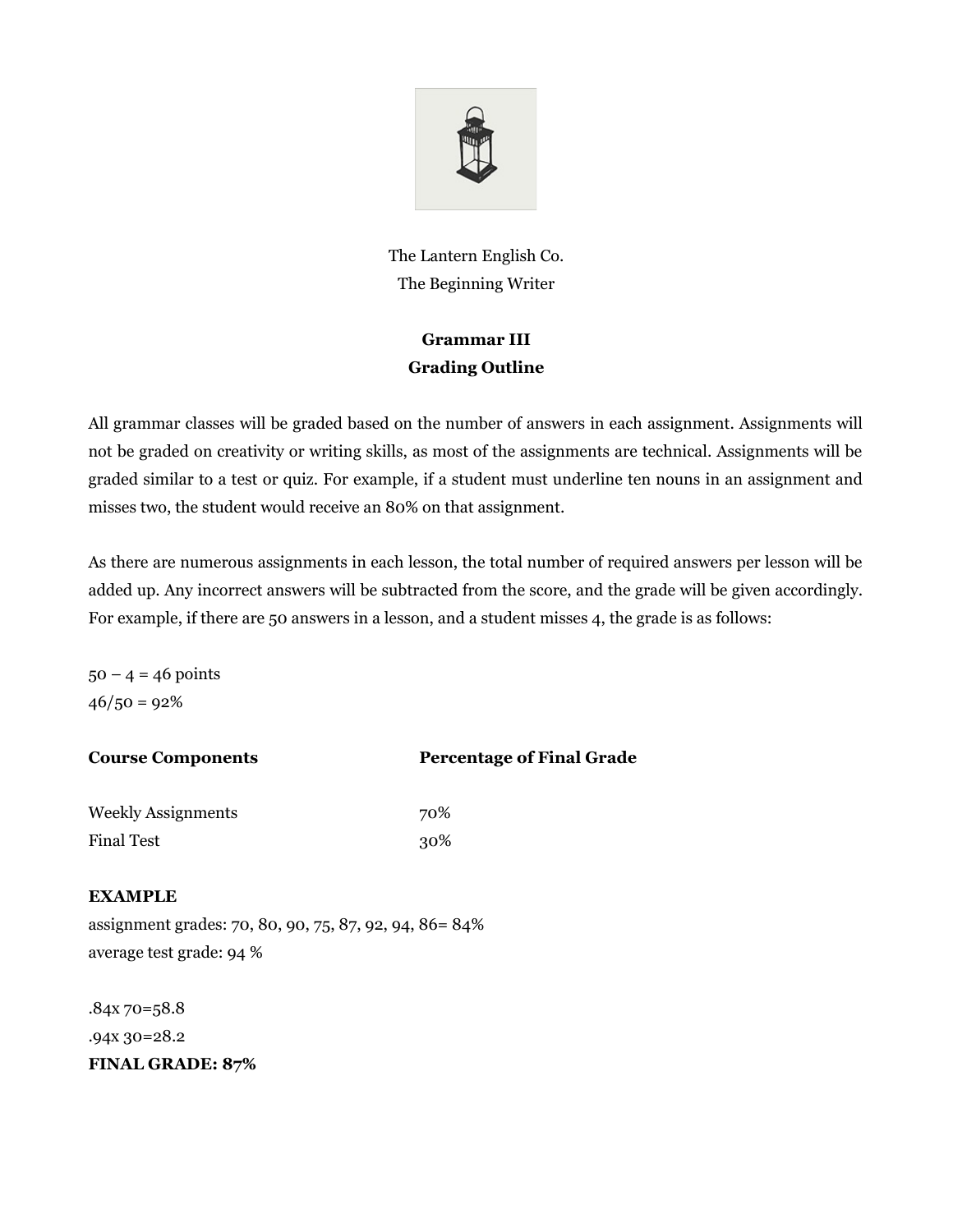The Lantern English Co.
The Beginning Writer

**Grammar III**
**Grading Outline**

All grammar classes will be graded based on the number of answers in each assignment. Assignments will not be graded on creativity or writing skills, as most of the assignments are technical. Assignments will be graded similar to a test or quiz. For example, if a student must underline ten nouns in an assignment and misses two, the student would receive an 80% on that assignment.

As there are numerous assignments in each lesson, the total number of required answers per lesson will be added up. Any incorrect answers will be subtracted from the score, and the grade will be given accordingly. For example, if there are 50 answers in a lesson, and a student misses 4, the grade is as follows:

50 – 4 = 46 points
46/50 = 92%

| **Course Components** | **Percentage of Final Grade** |
| --- | --- |
| Weekly Assignments | 70% |
| Final Test | 30% |

**EXAMPLE**
assignment grades: 70, 80, 90, 75, 87, 92, 94, 86= 84%
average test grade: 94 %

.84x 70=58.8
.94x 30=28.2
**FINAL GRADE: 87%**